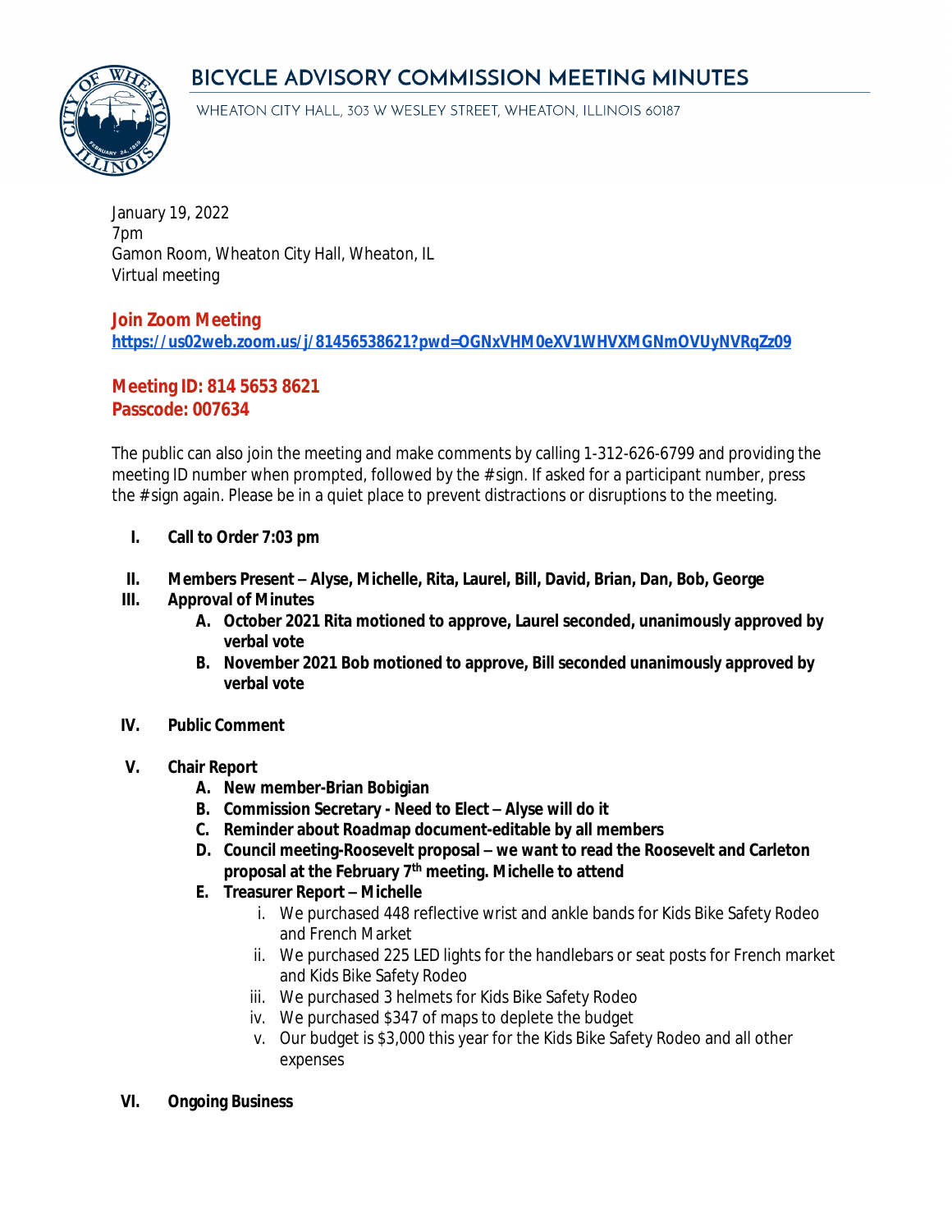# BICYCLE ADVISORY COMMISSION MEETING MINUTES

WHEATON CITY HALL, 303 W WESLEY STREET, WHEATON, ILLINOIS 60187

January 19, 2022
7pm
Gamon Room, Wheaton City Hall, Wheaton, IL
Virtual meeting

**Join Zoom Meeting**
**https://us02web.zoom.us/j/81456538621?pwd=OGNxVHM0eXV1WHVXMGNmOVUyNVRqZz09**

**Meeting ID: 814 5653 8621**
**Passcode: 007634**

The public can also join the meeting and make comments by calling 1-312-626-6799 and providing the meeting ID number when prompted, followed by the # sign. If asked for a participant number, press the # sign again. Please be in a quiet place to prevent distractions or disruptions to the meeting.

I. **Call to Order 7:03 pm**

II. **Members Present – Alyse, Michelle, Rita, Laurel, Bill, David, Brian, Dan, Bob, George**

III. **Approval of Minutes**
   A. **October 2021 Rita motioned to approve, Laurel seconded, unanimously approved by verbal vote**
   B. **November 2021 Bob motioned to approve, Bill seconded unanimously approved by verbal vote**

IV. **Public Comment**

V. **Chair Report**
   A. **New member-Brian Bobigian**
   B. **Commission Secretary - Need to Elect – Alyse will do it**
   C. **Reminder about Roadmap document-editable by all members**
   D. **Council meeting-Roosevelt proposal – we want to read the Roosevelt and Carleton proposal at the February 7th meeting. Michelle to attend**
   E. **Treasurer Report – Michelle**
      i. We purchased 448 reflective wrist and ankle bands for Kids Bike Safety Rodeo and French Market
      ii. We purchased 225 LED lights for the handlebars or seat posts for French market and Kids Bike Safety Rodeo
      iii. We purchased 3 helmets for Kids Bike Safety Rodeo
      iv. We purchased $347 of maps to deplete the budget
      v. Our budget is $3,000 this year for the Kids Bike Safety Rodeo and all other expenses

VI. **Ongoing Business**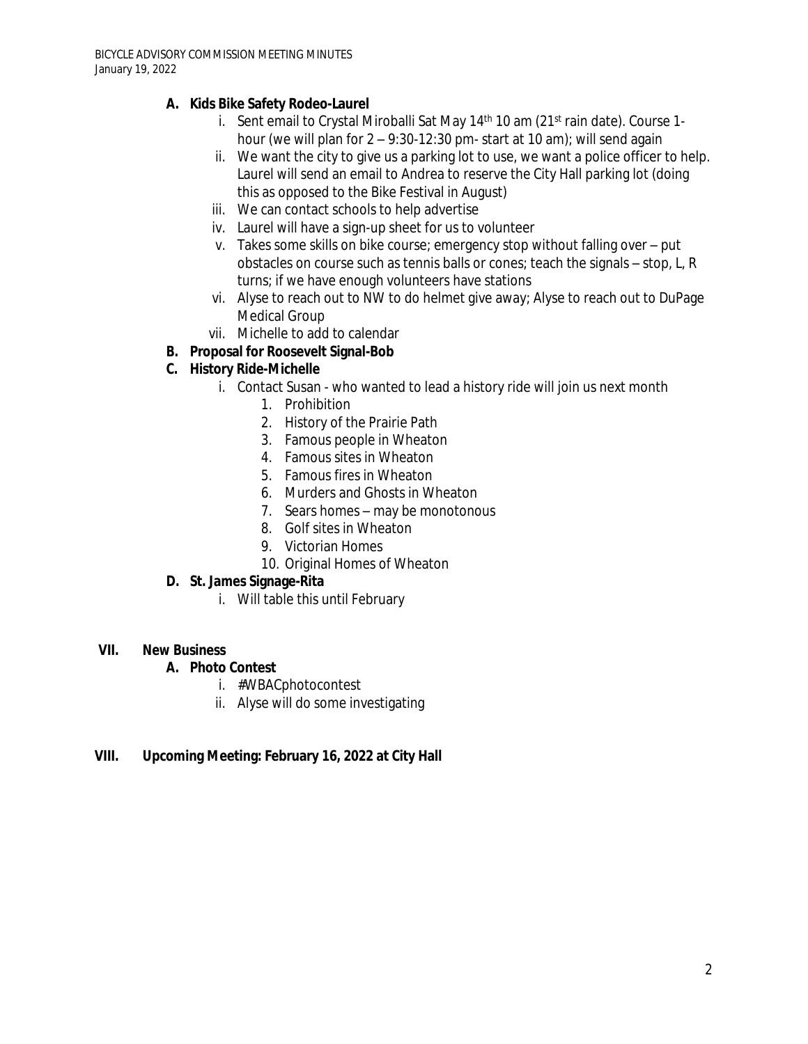- **A. Kids Bike Safety Rodeo-Laurel**
  - i. Sent email to Crystal Miroballi Sat May 14th 10 am (21st rain date). Course 1-hour (we will plan for 2 – 9:30-12:30 pm- start at 10 am); will send again
  - ii. We want the city to give us a parking lot to use, we want a police officer to help. Laurel will send an email to Andrea to reserve the City Hall parking lot (doing this as opposed to the Bike Festival in August)
  - iii. We can contact schools to help advertise
  - iv. Laurel will have a sign-up sheet for us to volunteer
  - v. Takes some skills on bike course; emergency stop without falling over – put obstacles on course such as tennis balls or cones; teach the signals – stop, L, R turns; if we have enough volunteers have stations
  - vi. Alyse to reach out to NW to do helmet give away; Alyse to reach out to DuPage Medical Group
  - vii. Michelle to add to calendar
- **B. Proposal for Roosevelt Signal-Bob**
- **C. History Ride-Michelle**
  - i. Contact Susan - who wanted to lead a history ride will join us next month
    1. Prohibition
    2. History of the Prairie Path
    3. Famous people in Wheaton
    4. Famous sites in Wheaton
    5. Famous fires in Wheaton
    6. Murders and Ghosts in Wheaton
    7. Sears homes – may be monotonous
    8. Golf sites in Wheaton
    9. Victorian Homes
    10. Original Homes of Wheaton
- **D. St. James Signage-Rita**
  - i. Will table this until February

## VII. New Business

- **A. Photo Contest**
  - i. #WBACphotocontest
  - ii. Alyse will do some investigating

## VIII. Upcoming Meeting: February 16, 2022 at City Hall